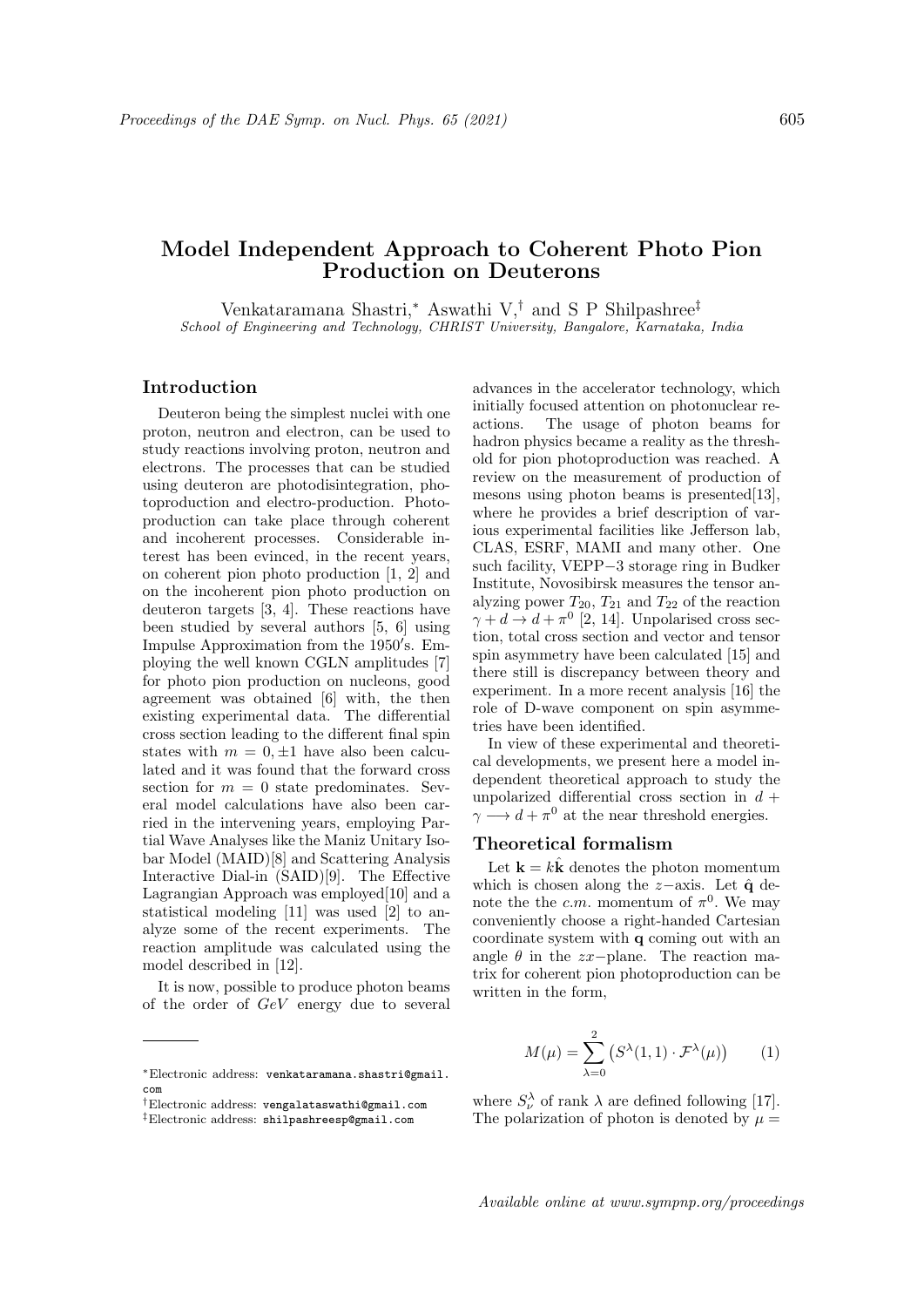# Model Independent Approach to Coherent Photo Pion Production on Deuterons

Venkataramana Shastri,* Aswathi V,† and S P Shilpashree‡

*School of Engineering and Technology, CHRIST University, Bangalore, Karnataka, India*

## Introduction

Deuteron being the simplest nuclei with one proton, neutron and electron, can be used to study reactions involving proton, neutron and electrons. The processes that can be studied using deuteron are photodisintegration, photoproduction and electro-production. Photoproduction can take place through coherent and incoherent processes. Considerable interest has been evinced, in the recent years, on coherent pion photo production [1, 2] and on the incoherent pion photo production on deuteron targets [3, 4]. These reactions have been studied by several authors [5, 6] using Impulse Approximation from the $1950'$s. Employing the well known CGLN amplitudes [7] for photo pion production on nucleons, good agreement was obtained [6] with, the then existing experimental data. The differential cross section leading to the different final spin states with $m = 0, \pm1$ have also been calculated and it was found that the forward cross section for $m = 0$ state predominates. Several model calculations have also been carried in the intervening years, employing Partial Wave Analyses like the Maniz Unitary Isobar Model (MAID)[8] and Scattering Analysis Interactive Dial-in (SAID)[9]. The Effective Lagrangian Approach was employed[10] and a statistical modeling [11] was used [2] to analyze some of the recent experiments. The reaction amplitude was calculated using the model described in [12].

It is now, possible to produce photon beams of the order of $GeV$ energy due to several advances in the accelerator technology, which initially focused attention on photonuclear reactions. The usage of photon beams for hadron physics became a reality as the threshold for pion photoproduction was reached. A review on the measurement of production of mesons using photon beams is presented[13], where he provides a brief description of various experimental facilities like Jefferson lab, CLAS, ESRF, MAMI and many other. One such facility, VEPP−3 storage ring in Budker Institute, Novosibirsk measures the tensor analyzing power $T_{20}$, $T_{21}$ and $T_{22}$ of the reaction $\gamma + d \rightarrow d + \pi^0$ [2, 14]. Unpolarised cross section, total cross section and vector and tensor spin asymmetry have been calculated [15] and there still is discrepancy between theory and experiment. In a more recent analysis [16] the role of D-wave component on spin asymmetries have been identified.

In view of these experimental and theoretical developments, we present here a model independent theoretical approach to study the unpolarized differential cross section in $d + \gamma \longrightarrow d + \pi^0$ at the near threshold energies.

## Theoretical formalism

Let $\mathbf{k} = k\hat{\mathbf{k}}$ denotes the photon momentum which is chosen along the $z-$axis. Let $\hat{\mathbf{q}}$ denote the the $c.m.$ momentum of $\pi^0$. We may conveniently choose a right-handed Cartesian coordinate system with $\mathbf{q}$ coming out with an angle $\theta$ in the $zx-$plane. The reaction matrix for coherent pion photoproduction can be written in the form,

$$M(\mu) = \sum_{\lambda=0}^{2} \left(S^{\lambda}(1,1) \cdot \mathcal{F}^{\lambda}(\mu)\right) \qquad (1)$$

where $S^{\lambda}_{\nu}$ of rank $\lambda$ are defined following [17]. The polarization of photon is denoted by $\mu =$

*Electronic address: venkataramana.shastri@gmail.com

†Electronic address: vengalataswathi@gmail.com

‡Electronic address: shilpashreesp@gmail.com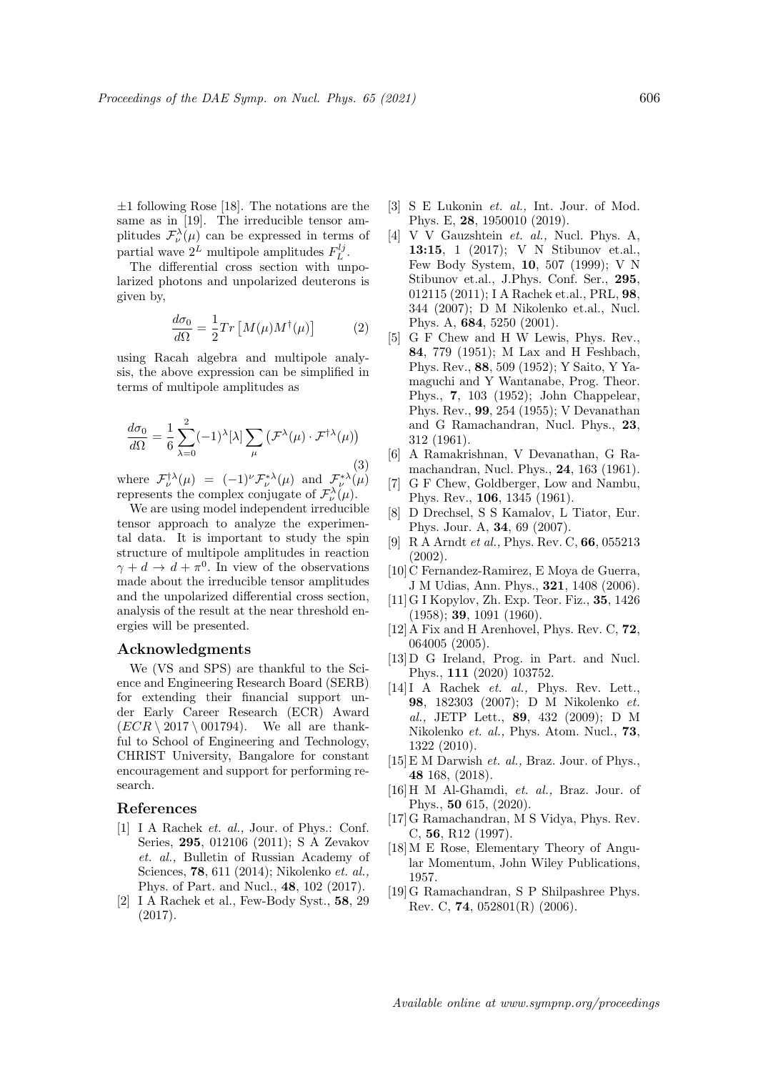$\pm 1$ following Rose [18]. The notations are the same as in [19]. The irreducible tensor amplitudes $\mathcal{F}^{\lambda}_{\nu}(\mu)$ can be expressed in terms of partial wave $2^L$ multipole amplitudes $F^{lj}_{L}$.

The differential cross section with unpolarized photons and unpolarized deuterons is given by,

$$\frac{d\sigma_0}{d\Omega} = \frac{1}{2} Tr\left[M(\mu)M^{\dagger}(\mu)\right] \tag{2}$$

using Racah algebra and multipole analysis, the above expression can be simplified in terms of multipole amplitudes as

$$\frac{d\sigma_0}{d\Omega} = \frac{1}{6}\sum_{\lambda=0}^{2}(-1)^{\lambda}[\lambda]\sum_{\mu}\left(\mathcal{F}^{\lambda}(\mu)\cdot\mathcal{F}^{\dagger\lambda}(\mu)\right) \tag{3}$$

where $\mathcal{F}^{\dagger\lambda}_{\nu}(\mu) = (-1)^{\nu}\mathcal{F}^{*\lambda}_{\nu}(\mu)$ and $\mathcal{F}^{*\lambda}_{\nu}(\mu)$ represents the complex conjugate of $\mathcal{F}^{\lambda}_{\nu}(\mu)$.

We are using model independent irreducible tensor approach to analyze the experimental data. It is important to study the spin structure of multipole amplitudes in reaction $\gamma + d \rightarrow d + \pi^0$. In view of the observations made about the irreducible tensor amplitudes and the unpolarized differential cross section, analysis of the result at the near threshold energies will be presented.

## Acknowledgments

We (VS and SPS) are thankful to the Science and Engineering Research Board (SERB) for extending their financial support under Early Career Research (ECR) Award ($ECR \setminus 2017 \setminus 001794$). We all are thankful to School of Engineering and Technology, CHRIST University, Bangalore for constant encouragement and support for performing research.

## References

[1] I A Rachek *et. al.,* Jour. of Phys.: Conf. Series, **295**, 012106 (2011); S A Zevakov *et. al.,* Bulletin of Russian Academy of Sciences, **78**, 611 (2014); Nikolenko *et. al.,* Phys. of Part. and Nucl., **48**, 102 (2017).

[2] I A Rachek et al., Few-Body Syst., **58**, 29 (2017).

[3] S E Lukonin *et. al.,* Int. Jour. of Mod. Phys. E, **28**, 1950010 (2019).

[4] V V Gauzshtein *et. al.,* Nucl. Phys. A, **13:15**, 1 (2017); V N Stibunov et.al., Few Body System, **10**, 507 (1999); V N Stibunov et.al., J.Phys. Conf. Ser., **295**, 012115 (2011); I A Rachek et.al., PRL, **98**, 344 (2007); D M Nikolenko et.al., Nucl. Phys. A, **684**, 5250 (2001).

[5] G F Chew and H W Lewis, Phys. Rev., **84**, 779 (1951); M Lax and H Feshbach, Phys. Rev., **88**, 509 (1952); Y Saito, Y Yamaguchi and Y Wantanabe, Prog. Theor. Phys., **7**, 103 (1952); John Chappelear, Phys. Rev., **99**, 254 (1955); V Devanathan and G Ramachandran, Nucl. Phys., **23**, 312 (1961).

[6] A Ramakrishnan, V Devanathan, G Ramachandran, Nucl. Phys., **24**, 163 (1961).

[7] G F Chew, Goldberger, Low and Nambu, Phys. Rev., **106**, 1345 (1961).

[8] D Drechsel, S S Kamalov, L Tiator, Eur. Phys. Jour. A, **34**, 69 (2007).

[9] R A Arndt *et al.,* Phys. Rev. C, **66**, 055213 (2002).

[10] C Fernandez-Ramirez, E Moya de Guerra, J M Udias, Ann. Phys., **321**, 1408 (2006).

[11] G I Kopylov, Zh. Exp. Teor. Fiz., **35**, 1426 (1958); **39**, 1091 (1960).

[12] A Fix and H Arenhovel, Phys. Rev. C, **72**, 064005 (2005).

[13] D G Ireland, Prog. in Part. and Nucl. Phys., **111** (2020) 103752.

[14] I A Rachek *et. al.,* Phys. Rev. Lett., **98**, 182303 (2007); D M Nikolenko *et. al.,* JETP Lett., **89**, 432 (2009); D M Nikolenko *et. al.,* Phys. Atom. Nucl., **73**, 1322 (2010).

[15] E M Darwish *et. al.,* Braz. Jour. of Phys., **48** 168, (2018).

[16] H M Al-Ghamdi, *et. al.,* Braz. Jour. of Phys., **50** 615, (2020).

[17] G Ramachandran, M S Vidya, Phys. Rev. C, **56**, R12 (1997).

[18] M E Rose, Elementary Theory of Angular Momentum, John Wiley Publications, 1957.

[19] G Ramachandran, S P Shilpashree Phys. Rev. C, **74**, 052801(R) (2006).